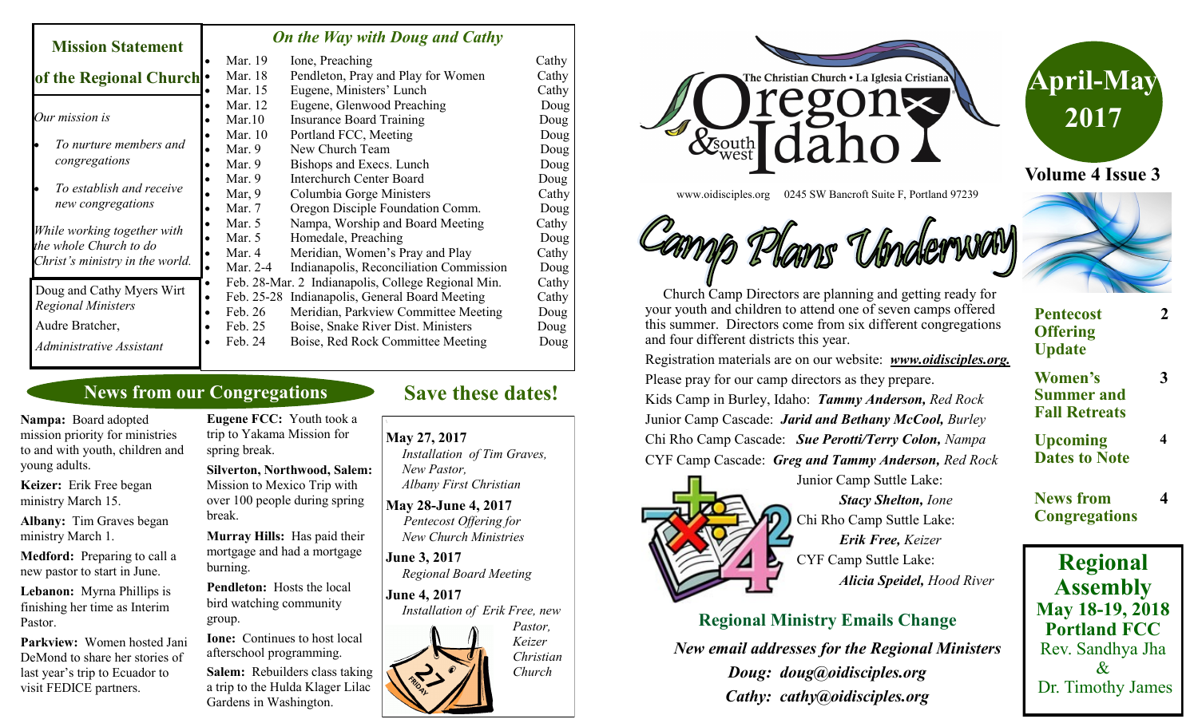## Mission Statement of the Regional Church

*Our mission is*

- *To nurture members and congregations*
- *To establish and receive new congregations*

*While working together with the whole Church to do Christ's ministry in the world.*

Doug and Cathy Myers Wirt
*Regional Ministers*

Audre Bratcher,
*Administrative Assistant*

## *On the Way with Doug and Cathy*

| Date | Event | Minister |
|---|---|---|
| Mar. 19 | Ione, Preaching | Cathy |
| Mar. 18 | Pendleton, Pray and Play for Women | Cathy |
| Mar. 15 | Eugene, Ministers' Lunch | Cathy |
| Mar. 12 | Eugene, Glenwood Preaching | Doug |
| Mar.10 | Insurance Board Training | Doug |
| Mar. 10 | Portland FCC, Meeting | Doug |
| Mar. 9 | New Church Team | Doug |
| Mar. 9 | Bishops and Execs. Lunch | Doug |
| Mar. 9 | Interchurch Center Board | Doug |
| Mar, 9 | Columbia Gorge Ministers | Cathy |
| Mar. 7 | Oregon Disciple Foundation Comm. | Doug |
| Mar. 5 | Nampa, Worship and Board Meeting | Cathy |
| Mar. 5 | Homedale, Preaching | Doug |
| Mar. 4 | Meridian, Women's Pray and Play | Cathy |
| Mar. 2-4 | Indianapolis, Reconciliation Commission | Doug |
| Feb. 28-Mar. 2 | Indianapolis, College Regional Min. | Cathy |
| Feb. 25-28 | Indianapolis, General Board Meeting | Cathy |
| Feb. 26 | Meridian, Parkview Committee Meeting | Doug |
| Feb. 25 | Boise, Snake River Dist. Ministers | Doug |
| Feb. 24 | Boise, Red Rock Committee Meeting | Doug |

## News from our Congregations

**Nampa:** Board adopted mission priority for ministries to and with youth, children and young adults.

**Keizer:** Erik Free began ministry March 15.

**Albany:** Tim Graves began ministry March 1.

**Medford:** Preparing to call a new pastor to start in June.

**Lebanon:** Myrna Phillips is finishing her time as Interim Pastor.

**Parkview:** Women hosted Jani DeMond to share her stories of last year's trip to Ecuador to visit FEDICE partners.

**Eugene FCC:** Youth took a trip to Yakama Mission for spring break.

**Silverton, Northwood, Salem:** Mission to Mexico Trip with over 100 people during spring break.

**Murray Hills:** Has paid their mortgage and had a mortgage burning.

**Pendleton:** Hosts the local bird watching community group.

**Ione:** Continues to host local afterschool programming.

**Salem:** Rebuilders class taking a trip to the Hulda Klager Lilac Gardens in Washington.

## Save these dates!

**May 27, 2017**
*Installation of Tim Graves, New Pastor, Albany First Christian*

**May 28-June 4, 2017**
*Pentecost Offering for New Church Ministries*

**June 3, 2017**
*Regional Board Meeting*

**June 4, 2017**
*Installation of Erik Free, new Pastor, Keizer Christian Church*

# The Christian Church • La Iglesia Cristiana — Oregon & southwest Idaho

www.oidisciples.org 0245 SW Bancroft Suite F, Portland 97239

**April-May 2017**

**Volume 4 Issue 3**

## Camp Plans Underway

Church Camp Directors are planning and getting ready for your youth and children to attend one of seven camps offered this summer. Directors come from six different congregations and four different districts this year.

Registration materials are on our website: ***www.oidisciples.org.***

Please pray for our camp directors as they prepare.

Kids Camp in Burley, Idaho: ***Tammy Anderson,*** *Red Rock*

Junior Camp Cascade: ***Jarid and Bethany McCool,*** *Burley*

Chi Rho Camp Cascade: ***Sue Perotti/Terry Colon,*** *Nampa*

CYF Camp Cascade: ***Greg and Tammy Anderson,*** *Red Rock*

Junior Camp Suttle Lake: ***Stacy Shelton,*** *Ione*

Chi Rho Camp Suttle Lake: ***Erik Free,*** *Keizer*

CYF Camp Suttle Lake: ***Alicia Speidel,*** *Hood River*

## Regional Ministry Emails Change

***New email addresses for the Regional Ministers***

***Doug: doug@oidisciples.org***

***Cathy: cathy@oidisciples.org***

| In this issue | Page |
|---|---|
| **Pentecost Offering Update** | **2** |
| **Women's Summer and Fall Retreats** | **3** |
| **Upcoming Dates to Note** | **4** |
| **News from Congregations** | **4** |

**Regional Assembly**
**May 18-19, 2018**
**Portland FCC**
Rev. Sandhya Jha
&
Dr. Timothy James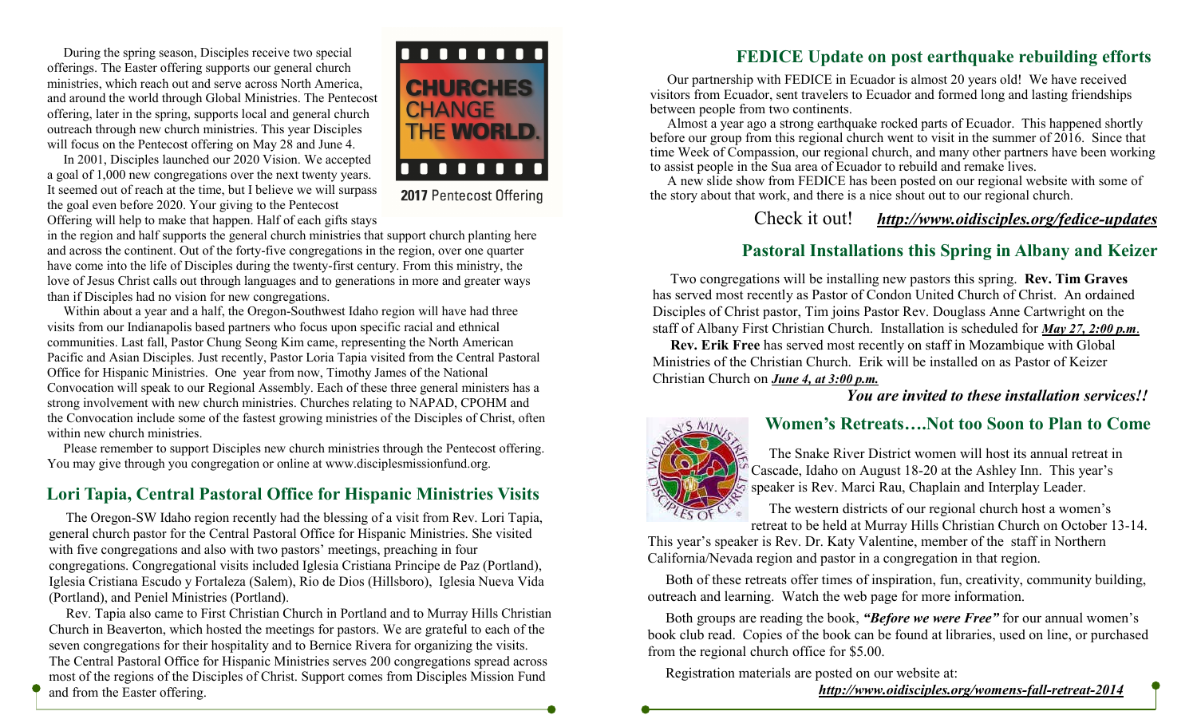During the spring season, Disciples receive two special offerings. The Easter offering supports our general church ministries, which reach out and serve across North America, and around the world through Global Ministries. The Pentecost offering, later in the spring, supports local and general church outreach through new church ministries. This year Disciples will focus on the Pentecost offering on May 28 and June 4.

CHURCHES CHANGE THE WORLD.

2017 Pentecost Offering

In 2001, Disciples launched our 2020 Vision. We accepted a goal of 1,000 new congregations over the next twenty years. It seemed out of reach at the time, but I believe we will surpass the goal even before 2020. Your giving to the Pentecost Offering will help to make that happen. Half of each gifts stays in the region and half supports the general church ministries that support church planting here and across the continent. Out of the forty-five congregations in the region, over one quarter have come into the life of Disciples during the twenty-first century. From this ministry, the love of Jesus Christ calls out through languages and to generations in more and greater ways than if Disciples had no vision for new congregations.

Within about a year and a half, the Oregon-Southwest Idaho region will have had three visits from our Indianapolis based partners who focus upon specific racial and ethnical communities. Last fall, Pastor Chung Seong Kim came, representing the North American Pacific and Asian Disciples. Just recently, Pastor Loria Tapia visited from the Central Pastoral Office for Hispanic Ministries. One year from now, Timothy James of the National Convocation will speak to our Regional Assembly. Each of these three general ministers has a strong involvement with new church ministries. Churches relating to NAPAD, CPOHM and the Convocation include some of the fastest growing ministries of the Disciples of Christ, often within new church ministries.

Please remember to support Disciples new church ministries through the Pentecost offering. You may give through you congregation or online at www.disciplesmissionfund.org.

## Lori Tapia, Central Pastoral Office for Hispanic Ministries Visits

The Oregon-SW Idaho region recently had the blessing of a visit from Rev. Lori Tapia, general church pastor for the Central Pastoral Office for Hispanic Ministries. She visited with five congregations and also with two pastors' meetings, preaching in four congregations. Congregational visits included Iglesia Cristiana Principe de Paz (Portland), Iglesia Cristiana Escudo y Fortaleza (Salem), Rio de Dios (Hillsboro), Iglesia Nueva Vida (Portland), and Peniel Ministries (Portland).

Rev. Tapia also came to First Christian Church in Portland and to Murray Hills Christian Church in Beaverton, which hosted the meetings for pastors. We are grateful to each of the seven congregations for their hospitality and to Bernice Rivera for organizing the visits. The Central Pastoral Office for Hispanic Ministries serves 200 congregations spread across most of the regions of the Disciples of Christ. Support comes from Disciples Mission Fund and from the Easter offering.

## FEDICE Update on post earthquake rebuilding efforts

Our partnership with FEDICE in Ecuador is almost 20 years old! We have received visitors from Ecuador, sent travelers to Ecuador and formed long and lasting friendships between people from two continents.

Almost a year ago a strong earthquake rocked parts of Ecuador. This happened shortly before our group from this regional church went to visit in the summer of 2016. Since that time Week of Compassion, our regional church, and many other partners have been working to assist people in the Sua area of Ecuador to rebuild and remake lives.

A new slide show from FEDICE has been posted on our regional website with some of the story about that work, and there is a nice shout out to our regional church.

Check it out! ***http://www.oidisciples.org/fedice-updates***

## Pastoral Installations this Spring in Albany and Keizer

Two congregations will be installing new pastors this spring. **Rev. Tim Graves** has served most recently as Pastor of Condon United Church of Christ. An ordained Disciples of Christ pastor, Tim joins Pastor Rev. Douglass Anne Cartwright on the staff of Albany First Christian Church. Installation is scheduled for ***May 27, 2:00 p.m***.

**Rev. Erik Free** has served most recently on staff in Mozambique with Global Ministries of the Christian Church. Erik will be installed on as Pastor of Keizer Christian Church on ***June 4, at 3:00 p.m.***

***You are invited to these installation services!!***

## Women's Retreats….Not too Soon to Plan to Come

The Snake River District women will host its annual retreat in Cascade, Idaho on August 18-20 at the Ashley Inn. This year's speaker is Rev. Marci Rau, Chaplain and Interplay Leader.

The western districts of our regional church host a women's retreat to be held at Murray Hills Christian Church on October 13-14. This year's speaker is Rev. Dr. Katy Valentine, member of the staff in Northern California/Nevada region and pastor in a congregation in that region.

Both of these retreats offer times of inspiration, fun, creativity, community building, outreach and learning. Watch the web page for more information.

Both groups are reading the book, ***"Before we were Free"*** for our annual women's book club read. Copies of the book can be found at libraries, used on line, or purchased from the regional church office for $5.00.

Registration materials are posted on our website at:

***http://www.oidisciples.org/womens-fall-retreat-2014***